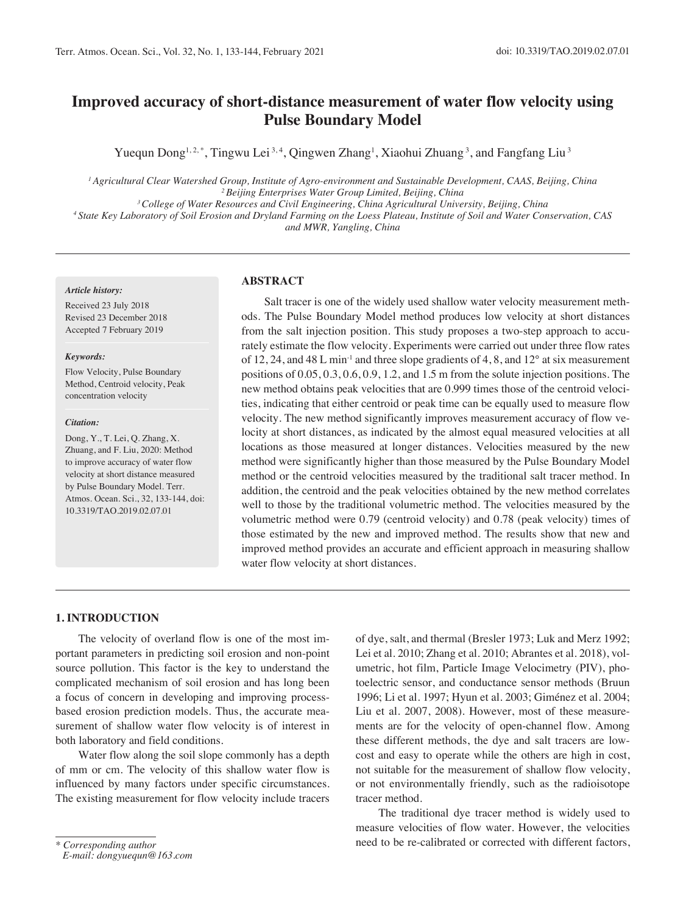# Improved accuracy of short-distance measurement of water flow velocity using Pulse Boundary Model

Yuequn Dong[1, 2, *], Tingwu Lei[3, 4], Qingwen Zhang[1], Xiaohui Zhuang[3], and Fangfang Liu[3]

*[1] Agricultural Clear Watershed Group, Institute of Agro-environment and Sustainable Development, CAAS, Beijing, China*
*[2] Beijing Enterprises Water Group Limited, Beijing, China*
*[3] College of Water Resources and Civil Engineering, China Agricultural University, Beijing, China*
*[4] State Key Laboratory of Soil Erosion and Dryland Farming on the Loess Plateau, Institute of Soil and Water Conservation, CAS and MWR, Yangling, China*

*Article history:*

Received 23 July 2018
Revised 23 December 2018
Accepted 7 February 2019

*Keywords:*

Flow Velocity, Pulse Boundary Method, Centroid velocity, Peak concentration velocity

*Citation:*

Dong, Y., T. Lei, Q. Zhang, X. Zhuang, and F. Liu, 2020: Method to improve accuracy of water flow velocity at short distance measured by Pulse Boundary Model. Terr. Atmos. Ocean. Sci., 32, 133-144, doi: 10.3319/TAO.2019.02.07.01

## ABSTRACT

Salt tracer is one of the widely used shallow water velocity measurement methods. The Pulse Boundary Model method produces low velocity at short distances from the salt injection position. This study proposes a two-step approach to accurately estimate the flow velocity. Experiments were carried out under three flow rates of 12, 24, and 48 L min$^{-1}$ and three slope gradients of 4, 8, and 12° at six measurement positions of 0.05, 0.3, 0.6, 0.9, 1.2, and 1.5 m from the solute injection positions. The new method obtains peak velocities that are 0.999 times those of the centroid velocities, indicating that either centroid or peak time can be equally used to measure flow velocity. The new method significantly improves measurement accuracy of flow velocity at short distances, as indicated by the almost equal measured velocities at all locations as those measured at longer distances. Velocities measured by the new method were significantly higher than those measured by the Pulse Boundary Model method or the centroid velocities measured by the traditional salt tracer method. In addition, the centroid and the peak velocities obtained by the new method correlates well to those by the traditional volumetric method. The velocities measured by the volumetric method were 0.79 (centroid velocity) and 0.78 (peak velocity) times of those estimated by the new and improved method. The results show that new and improved method provides an accurate and efficient approach in measuring shallow water flow velocity at short distances.

## 1. INTRODUCTION

The velocity of overland flow is one of the most important parameters in predicting soil erosion and non-point source pollution. This factor is the key to understand the complicated mechanism of soil erosion and has long been a focus of concern in developing and improving process-based erosion prediction models. Thus, the accurate measurement of shallow water flow velocity is of interest in both laboratory and field conditions.

Water flow along the soil slope commonly has a depth of mm or cm. The velocity of this shallow water flow is influenced by many factors under specific circumstances. The existing measurement for flow velocity include tracers of dye, salt, and thermal (Bresler 1973; Luk and Merz 1992; Lei et al. 2010; Zhang et al. 2010; Abrantes et al. 2018), volumetric, hot film, Particle Image Velocimetry (PIV), photoelectric sensor, and conductance sensor methods (Bruun 1996; Li et al. 1997; Hyun et al. 2003; Giménez et al. 2004; Liu et al. 2007, 2008). However, most of these measurements are for the velocity of open-channel flow. Among these different methods, the dye and salt tracers are low-cost and easy to operate while the others are high in cost, not suitable for the measurement of shallow flow velocity, or not environmentally friendly, such as the radioisotope tracer method.

The traditional dye tracer method is widely used to measure velocities of flow water. However, the velocities need to be re-calibrated or corrected with different factors,

\* *Corresponding author*
*E-mail: dongyuequn@163.com*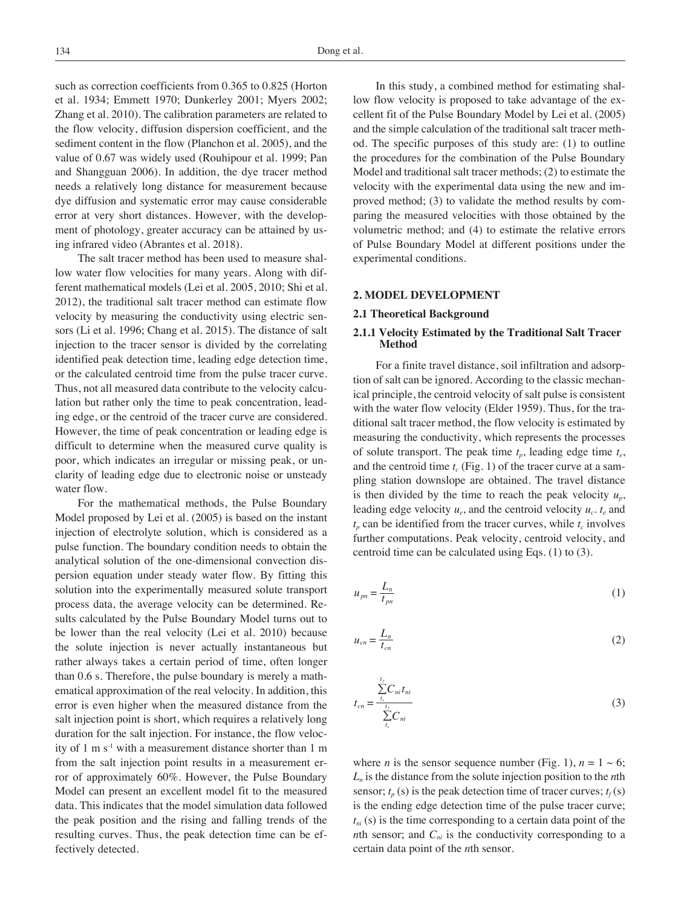such as correction coefficients from 0.365 to 0.825 (Horton et al. 1934; Emmett 1970; Dunkerley 2001; Myers 2002; Zhang et al. 2010). The calibration parameters are related to the flow velocity, diffusion dispersion coefficient, and the sediment content in the flow (Planchon et al. 2005), and the value of 0.67 was widely used (Rouhipour et al. 1999; Pan and Shangguan 2006). In addition, the dye tracer method needs a relatively long distance for measurement because dye diffusion and systematic error may cause considerable error at very short distances. However, with the development of photology, greater accuracy can be attained by using infrared video (Abrantes et al. 2018).

The salt tracer method has been used to measure shallow water flow velocities for many years. Along with different mathematical models (Lei et al. 2005, 2010; Shi et al. 2012), the traditional salt tracer method can estimate flow velocity by measuring the conductivity using electric sensors (Li et al. 1996; Chang et al. 2015). The distance of salt injection to the tracer sensor is divided by the correlating identified peak detection time, leading edge detection time, or the calculated centroid time from the pulse tracer curve. Thus, not all measured data contribute to the velocity calculation but rather only the time to peak concentration, leading edge, or the centroid of the tracer curve are considered. However, the time of peak concentration or leading edge is difficult to determine when the measured curve quality is poor, which indicates an irregular or missing peak, or unclarity of leading edge due to electronic noise or unsteady water flow.

For the mathematical methods, the Pulse Boundary Model proposed by Lei et al. (2005) is based on the instant injection of electrolyte solution, which is considered as a pulse function. The boundary condition needs to obtain the analytical solution of the one-dimensional convection dispersion equation under steady water flow. By fitting this solution into the experimentally measured solute transport process data, the average velocity can be determined. Results calculated by the Pulse Boundary Model turns out to be lower than the real velocity (Lei et al. 2010) because the solute injection is never actually instantaneous but rather always takes a certain period of time, often longer than 0.6 s. Therefore, the pulse boundary is merely a mathematical approximation of the real velocity. In addition, this error is even higher when the measured distance from the salt injection point is short, which requires a relatively long duration for the salt injection. For instance, the flow velocity of 1 m s$^{-1}$ with a measurement distance shorter than 1 m from the salt injection point results in a measurement error of approximately 60%. However, the Pulse Boundary Model can present an excellent model fit to the measured data. This indicates that the model simulation data followed the peak position and the rising and falling trends of the resulting curves. Thus, the peak detection time can be effectively detected.

In this study, a combined method for estimating shallow flow velocity is proposed to take advantage of the excellent fit of the Pulse Boundary Model by Lei et al. (2005) and the simple calculation of the traditional salt tracer method. The specific purposes of this study are: (1) to outline the procedures for the combination of the Pulse Boundary Model and traditional salt tracer methods; (2) to estimate the velocity with the experimental data using the new and improved method; (3) to validate the method results by comparing the measured velocities with those obtained by the volumetric method; and (4) to estimate the relative errors of Pulse Boundary Model at different positions under the experimental conditions.

## 2. MODEL DEVELOPMENT

### 2.1 Theoretical Background

#### 2.1.1 Velocity Estimated by the Traditional Salt Tracer Method

For a finite travel distance, soil infiltration and adsorption of salt can be ignored. According to the classic mechanical principle, the centroid velocity of salt pulse is consistent with the water flow velocity (Elder 1959). Thus, for the traditional salt tracer method, the flow velocity is estimated by measuring the conductivity, which represents the processes of solute transport. The peak time $t_p$, leading edge time $t_e$, and the centroid time $t_c$ (Fig. 1) of the tracer curve at a sampling station downslope are obtained. The travel distance is then divided by the time to reach the peak velocity $u_p$, leading edge velocity $u_e$, and the centroid velocity $u_c$. $t_e$ and $t_p$ can be identified from the tracer curves, while $t_c$ involves further computations. Peak velocity, centroid velocity, and centroid time can be calculated using Eqs. (1) to (3).

$$u_{pn} = \frac{L_n}{t_{pn}} \tag{1}$$

$$u_{cn} = \frac{L_n}{t_{cn}} \tag{2}$$

$$t_{cn} = \frac{\sum_{t_e}^{t_f} C_{ni} t_{ni}}{\sum_{t_e}^{t_f} C_{ni}} \tag{3}$$

where $n$ is the sensor sequence number (Fig. 1), $n = 1 \sim 6$; $L_n$ is the distance from the solute injection position to the $n$th sensor; $t_p$ (s) is the peak detection time of tracer curves; $t_f$ (s) is the ending edge detection time of the pulse tracer curve; $t_{ni}$ (s) is the time corresponding to a certain data point of the $n$th sensor; and $C_{ni}$ is the conductivity corresponding to a certain data point of the $n$th sensor.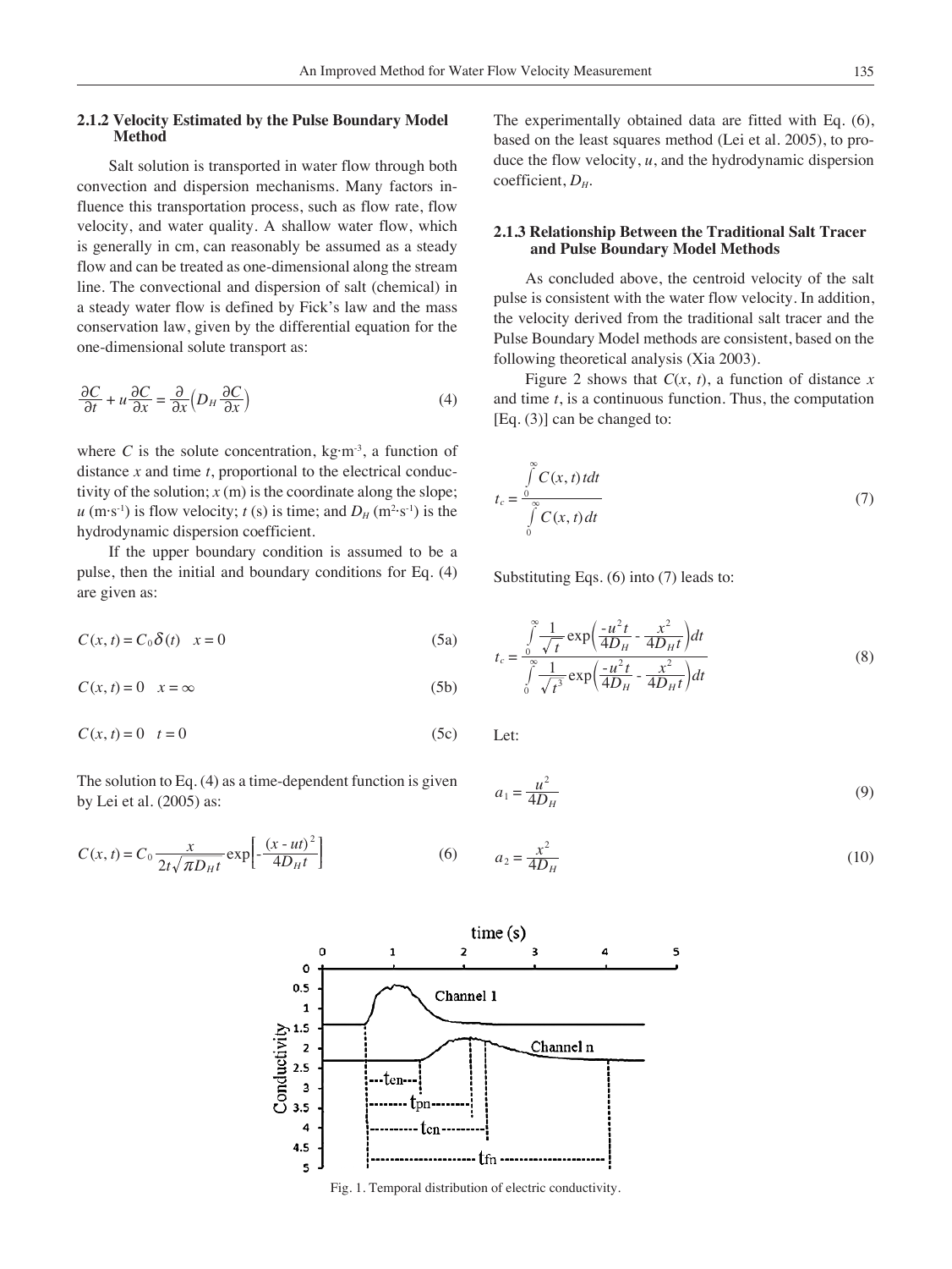### 2.1.2 Velocity Estimated by the Pulse Boundary Model Method

Salt solution is transported in water flow through both convection and dispersion mechanisms. Many factors influence this transportation process, such as flow rate, flow velocity, and water quality. A shallow water flow, which is generally in cm, can reasonably be assumed as a steady flow and can be treated as one-dimensional along the stream line. The convectional and dispersion of salt (chemical) in a steady water flow is defined by Fick's law and the mass conservation law, given by the differential equation for the one-dimensional solute transport as:

$$\frac{\partial C}{\partial t} + u\frac{\partial C}{\partial x} = \frac{\partial}{\partial x}\left(D_H \frac{\partial C}{\partial x}\right) \tag{4}$$

where $C$ is the solute concentration, $kg \cdot m^{-3}$, a function of distance $x$ and time $t$, proportional to the electrical conductivity of the solution; $x$ (m) is the coordinate along the slope; $u$ ($m \cdot s^{-1}$) is flow velocity; $t$ (s) is time; and $D_H$ ($m^2 \cdot s^{-1}$) is the hydrodynamic dispersion coefficient.

If the upper boundary condition is assumed to be a pulse, then the initial and boundary conditions for Eq. (4) are given as:

$$C(x,t) = C_0 \delta(t) \quad x = 0 \tag{5a}$$

$$C(x,t) = 0 \quad x = \infty \tag{5b}$$

$$C(x,t) = 0 \quad t = 0 \tag{5c}$$

The solution to Eq. (4) as a time-dependent function is given by Lei et al. (2005) as:

$$C(x,t) = C_0 \frac{x}{2t\sqrt{\pi D_H t}} \exp\left[-\frac{(x-ut)^2}{4D_H t}\right] \tag{6}$$

The experimentally obtained data are fitted with Eq. (6), based on the least squares method (Lei et al. 2005), to produce the flow velocity, $u$, and the hydrodynamic dispersion coefficient, $D_H$.

### 2.1.3 Relationship Between the Traditional Salt Tracer and Pulse Boundary Model Methods

As concluded above, the centroid velocity of the salt pulse is consistent with the water flow velocity. In addition, the velocity derived from the traditional salt tracer and the Pulse Boundary Model methods are consistent, based on the following theoretical analysis (Xia 2003).

Figure 2 shows that $C(x, t)$, a function of distance $x$ and time $t$, is a continuous function. Thus, the computation [Eq. (3)] can be changed to:

$$t_c = \frac{\int_0^\infty C(x,t)\,t\,dt}{\int_0^\infty C(x,t)\,dt} \tag{7}$$

Substituting Eqs. (6) into (7) leads to:

$$t_c = \frac{\int_0^\infty \frac{1}{\sqrt{t}} \exp\left(\frac{-u^2 t}{4D_H} - \frac{x^2}{4D_H t}\right) dt}{\int_0^\infty \frac{1}{\sqrt{t^3}} \exp\left(\frac{-u^2 t}{4D_H} - \frac{x^2}{4D_H t}\right) dt} \tag{8}$$

Let:

$$a_1 = \frac{u^2}{4D_H} \tag{9}$$

$$a_2 = \frac{x^2}{4D_H} \tag{10}$$

Fig. 1. Temporal distribution of electric conductivity.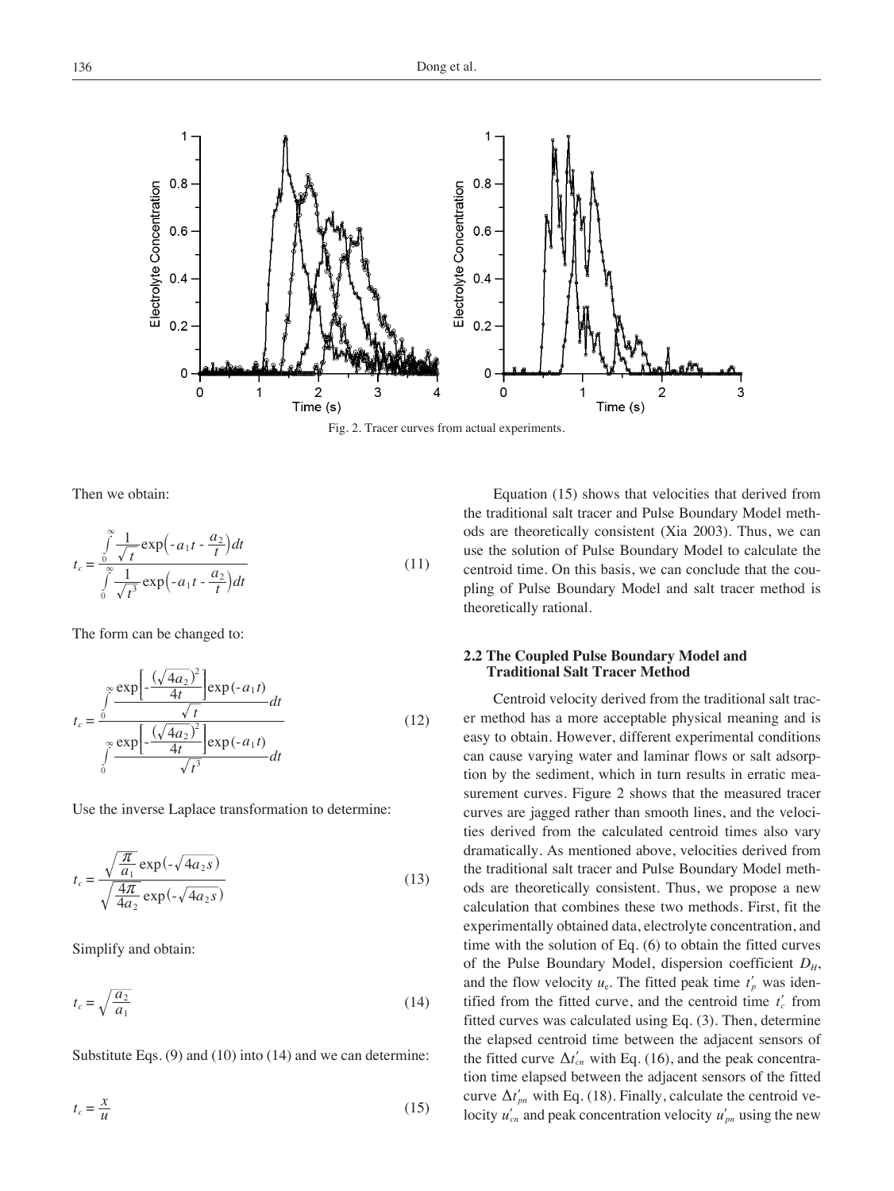Fig. 2. Tracer curves from actual experiments.

Then we obtain:

$$t_c = \frac{\int_0^\infty \frac{1}{\sqrt{t}} \exp\left(-a_1 t - \frac{a_2}{t}\right) dt}{\int_0^\infty \frac{1}{\sqrt{t^3}} \exp\left(-a_1 t - \frac{a_2}{t}\right) dt} \tag{11}$$

The form can be changed to:

$$t_c = \frac{\int_0^\infty \frac{\exp\left[-\frac{(\sqrt{4a_2})^2}{4t}\right] \exp(-a_1 t)}{\sqrt{t}} dt}{\int_0^\infty \frac{\exp\left[-\frac{(\sqrt{4a_2})^2}{4t}\right] \exp(-a_1 t)}{\sqrt{t^3}} dt} \tag{12}$$

Use the inverse Laplace transformation to determine:

$$t_c = \frac{\sqrt{\frac{\pi}{a_1}} \exp(-\sqrt{4a_2 s})}{\sqrt{\frac{4\pi}{4a_2}} \exp(-\sqrt{4a_2 s})} \tag{13}$$

Simplify and obtain:

$$t_c = \sqrt{\frac{a_2}{a_1}} \tag{14}$$

Substitute Eqs. (9) and (10) into (14) and we can determine:

$$t_c = \frac{x}{u} \tag{15}$$

Equation (15) shows that velocities that derived from the traditional salt tracer and Pulse Boundary Model methods are theoretically consistent (Xia 2003). Thus, we can use the solution of Pulse Boundary Model to calculate the centroid time. On this basis, we can conclude that the coupling of Pulse Boundary Model and salt tracer method is theoretically rational.

### 2.2 The Coupled Pulse Boundary Model and Traditional Salt Tracer Method

Centroid velocity derived from the traditional salt tracer method has a more acceptable physical meaning and is easy to obtain. However, different experimental conditions can cause varying water and laminar flows or salt adsorption by the sediment, which in turn results in erratic measurement curves. Figure 2 shows that the measured tracer curves are jagged rather than smooth lines, and the velocities derived from the calculated centroid times also vary dramatically. As mentioned above, velocities derived from the traditional salt tracer and Pulse Boundary Model methods are theoretically consistent. Thus, we propose a new calculation that combines these two methods. First, fit the experimentally obtained data, electrolyte concentration, and time with the solution of Eq. (6) to obtain the fitted curves of the Pulse Boundary Model, dispersion coefficient $D_H$, and the flow velocity $u_e$. The fitted peak time $t_p'$ was identified from the fitted curve, and the centroid time $t_c'$ from fitted curves was calculated using Eq. (3). Then, determine the elapsed centroid time between the adjacent sensors of the fitted curve $\Delta t_{cn}'$ with Eq. (16), and the peak concentration time elapsed between the adjacent sensors of the fitted curve $\Delta t_{pn}'$ with Eq. (18). Finally, calculate the centroid velocity $u_{cn}'$ and peak concentration velocity $u_{pn}'$ using the new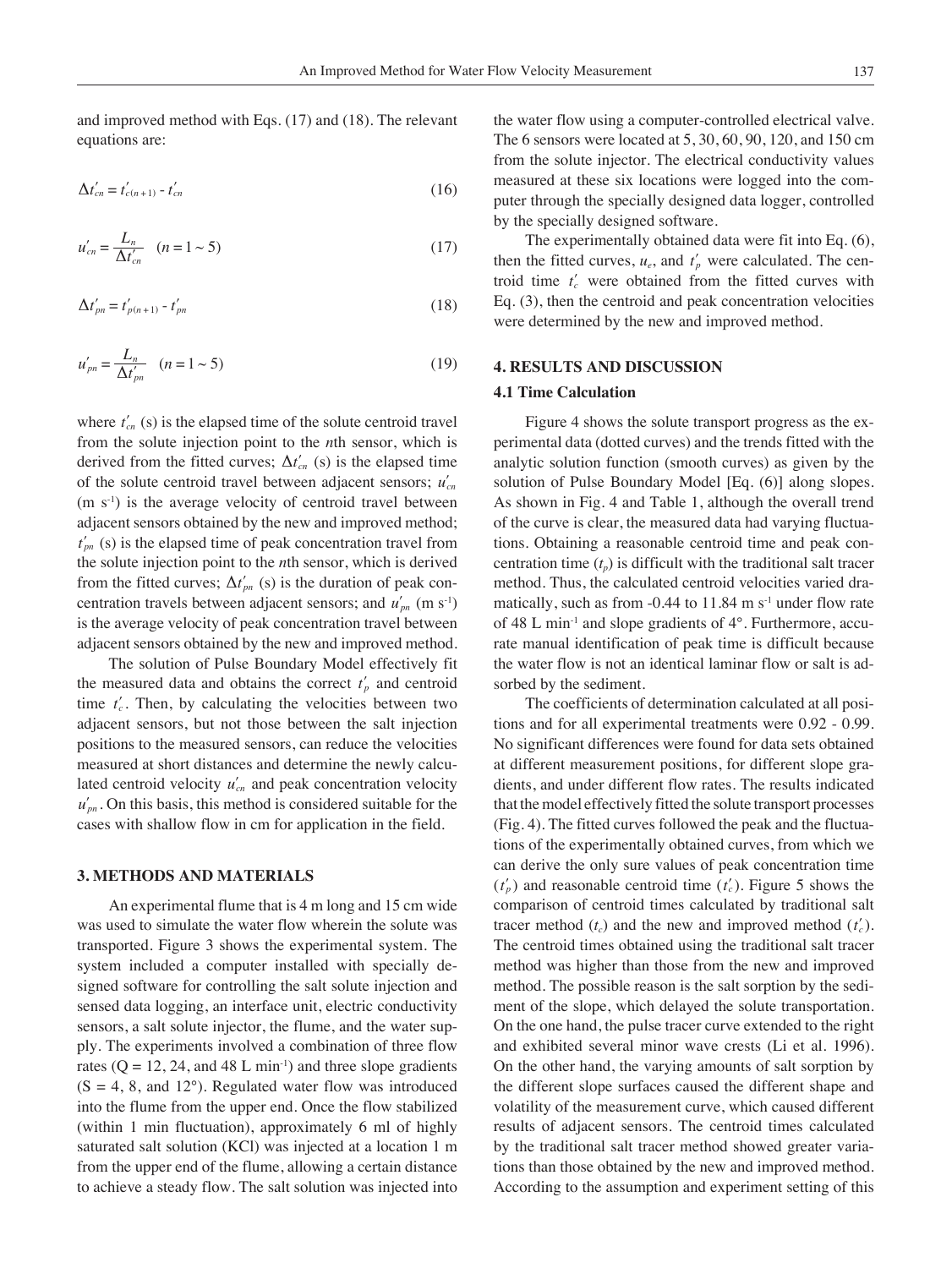and improved method with Eqs. (17) and (18). The relevant equations are:

$$\Delta t'_{cn} = t'_{c(n+1)} - t'_{cn} \tag{16}$$

$$u'_{cn} = \frac{L_n}{\Delta t'_{cn}} \quad (n = 1 \sim 5) \tag{17}$$

$$\Delta t'_{pn} = t'_{p(n+1)} - t'_{pn} \tag{18}$$

$$u'_{pn} = \frac{L_n}{\Delta t'_{pn}} \quad (n = 1 \sim 5) \tag{19}$$

where $t'_{cn}$ (s) is the elapsed time of the solute centroid travel from the solute injection point to the *n*th sensor, which is derived from the fitted curves; $\Delta t'_{cn}$ (s) is the elapsed time of the solute centroid travel between adjacent sensors; $u'_{cn}$ (m s$^{-1}$) is the average velocity of centroid travel between adjacent sensors obtained by the new and improved method; $t'_{pn}$ (s) is the elapsed time of peak concentration travel from the solute injection point to the *n*th sensor, which is derived from the fitted curves; $\Delta t'_{pn}$ (s) is the duration of peak concentration travels between adjacent sensors; and $u'_{pn}$ (m s$^{-1}$) is the average velocity of peak concentration travel between adjacent sensors obtained by the new and improved method.

The solution of Pulse Boundary Model effectively fit the measured data and obtains the correct $t'_p$ and centroid time $t'_c$. Then, by calculating the velocities between two adjacent sensors, but not those between the salt injection positions to the measured sensors, can reduce the velocities measured at short distances and determine the newly calculated centroid velocity $u'_{cn}$ and peak concentration velocity $u'_{pn}$. On this basis, this method is considered suitable for the cases with shallow flow in cm for application in the field.

## 3. METHODS AND MATERIALS

An experimental flume that is 4 m long and 15 cm wide was used to simulate the water flow wherein the solute was transported. Figure 3 shows the experimental system. The system included a computer installed with specially designed software for controlling the salt solute injection and sensed data logging, an interface unit, electric conductivity sensors, a salt solute injector, the flume, and the water supply. The experiments involved a combination of three flow rates (Q = 12, 24, and 48 L min$^{-1}$) and three slope gradients (S = 4, 8, and 12°). Regulated water flow was introduced into the flume from the upper end. Once the flow stabilized (within 1 min fluctuation), approximately 6 ml of highly saturated salt solution (KCl) was injected at a location 1 m from the upper end of the flume, allowing a certain distance to achieve a steady flow. The salt solution was injected into the water flow using a computer-controlled electrical valve. The 6 sensors were located at 5, 30, 60, 90, 120, and 150 cm from the solute injector. The electrical conductivity values measured at these six locations were logged into the computer through the specially designed data logger, controlled by the specially designed software.

The experimentally obtained data were fit into Eq. (6), then the fitted curves, $u_e$, and $t'_p$ were calculated. The centroid time $t'_c$ were obtained from the fitted curves with Eq. (3), then the centroid and peak concentration velocities were determined by the new and improved method.

## 4. RESULTS AND DISCUSSION

### 4.1 Time Calculation

Figure 4 shows the solute transport progress as the experimental data (dotted curves) and the trends fitted with the analytic solution function (smooth curves) as given by the solution of Pulse Boundary Model [Eq. (6)] along slopes. As shown in Fig. 4 and Table 1, although the overall trend of the curve is clear, the measured data had varying fluctuations. Obtaining a reasonable centroid time and peak concentration time ($t_p$) is difficult with the traditional salt tracer method. Thus, the calculated centroid velocities varied dramatically, such as from -0.44 to 11.84 m s$^{-1}$ under flow rate of 48 L min$^{-1}$ and slope gradients of 4°. Furthermore, accurate manual identification of peak time is difficult because the water flow is not an identical laminar flow or salt is adsorbed by the sediment.

The coefficients of determination calculated at all positions and for all experimental treatments were 0.92 - 0.99. No significant differences were found for data sets obtained at different measurement positions, for different slope gradients, and under different flow rates. The results indicated that the model effectively fitted the solute transport processes (Fig. 4). The fitted curves followed the peak and the fluctuations of the experimentally obtained curves, from which we can derive the only sure values of peak concentration time ($t'_p$) and reasonable centroid time ($t'_c$). Figure 5 shows the comparison of centroid times calculated by traditional salt tracer method ($t_c$) and the new and improved method ($t'_c$). The centroid times obtained using the traditional salt tracer method was higher than those from the new and improved method. The possible reason is the salt sorption by the sediment of the slope, which delayed the solute transportation. On the one hand, the pulse tracer curve extended to the right and exhibited several minor wave crests (Li et al. 1996). On the other hand, the varying amounts of salt sorption by the different slope surfaces caused the different shape and volatility of the measurement curve, which caused different results of adjacent sensors. The centroid times calculated by the traditional salt tracer method showed greater variations than those obtained by the new and improved method. According to the assumption and experiment setting of this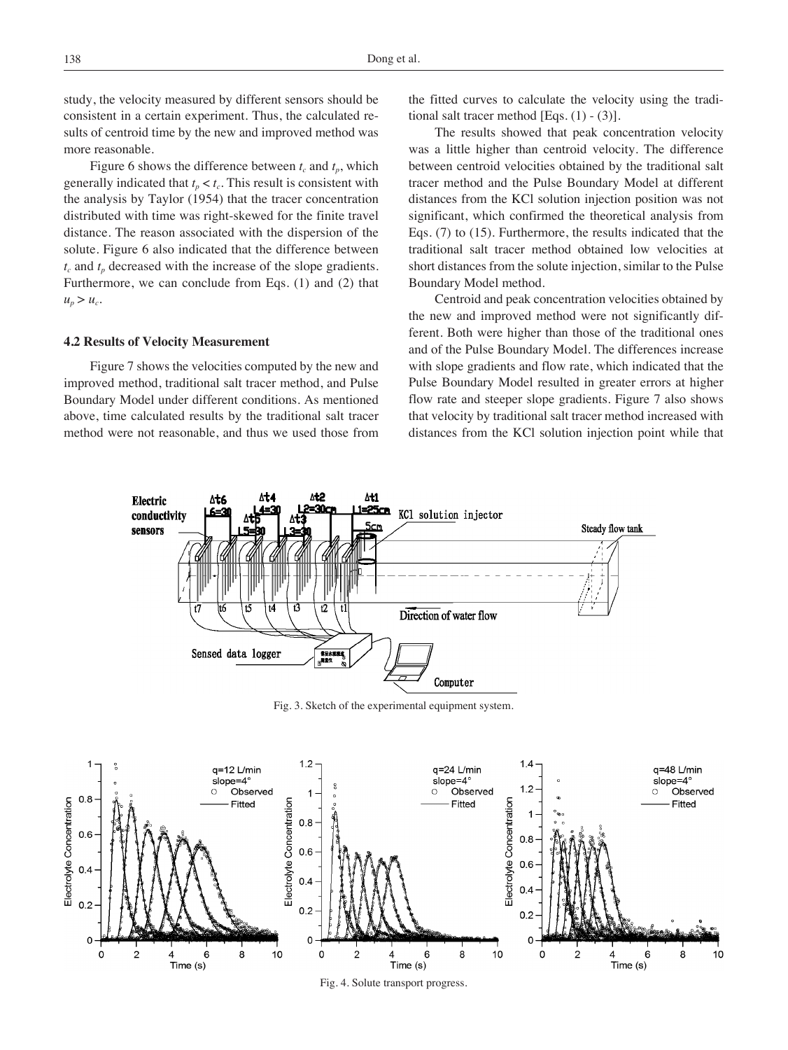study, the velocity measured by different sensors should be consistent in a certain experiment. Thus, the calculated results of centroid time by the new and improved method was more reasonable.

Figure 6 shows the difference between $t_c$ and $t_p$, which generally indicated that $t_p < t_c$. This result is consistent with the analysis by Taylor (1954) that the tracer concentration distributed with time was right-skewed for the finite travel distance. The reason associated with the dispersion of the solute. Figure 6 also indicated that the difference between $t_c$ and $t_p$ decreased with the increase of the slope gradients. Furthermore, we can conclude from Eqs. (1) and (2) that $u_p > u_c$.

### 4.2 Results of Velocity Measurement

Figure 7 shows the velocities computed by the new and improved method, traditional salt tracer method, and Pulse Boundary Model under different conditions. As mentioned above, time calculated results by the traditional salt tracer method were not reasonable, and thus we used those from the fitted curves to calculate the velocity using the traditional salt tracer method [Eqs. (1) - (3)].

The results showed that peak concentration velocity was a little higher than centroid velocity. The difference between centroid velocities obtained by the traditional salt tracer method and the Pulse Boundary Model at different distances from the KCl solution injection position was not significant, which confirmed the theoretical analysis from Eqs. (7) to (15). Furthermore, the results indicated that the traditional salt tracer method obtained low velocities at short distances from the solute injection, similar to the Pulse Boundary Model method.

Centroid and peak concentration velocities obtained by the new and improved method were not significantly different. Both were higher than those of the traditional ones and of the Pulse Boundary Model. The differences increase with slope gradients and flow rate, which indicated that the Pulse Boundary Model resulted in greater errors at higher flow rate and steeper slope gradients. Figure 7 also shows that velocity by traditional salt tracer method increased with distances from the KCl solution injection point while that

Fig. 3. Sketch of the experimental equipment system.

Fig. 4. Solute transport progress.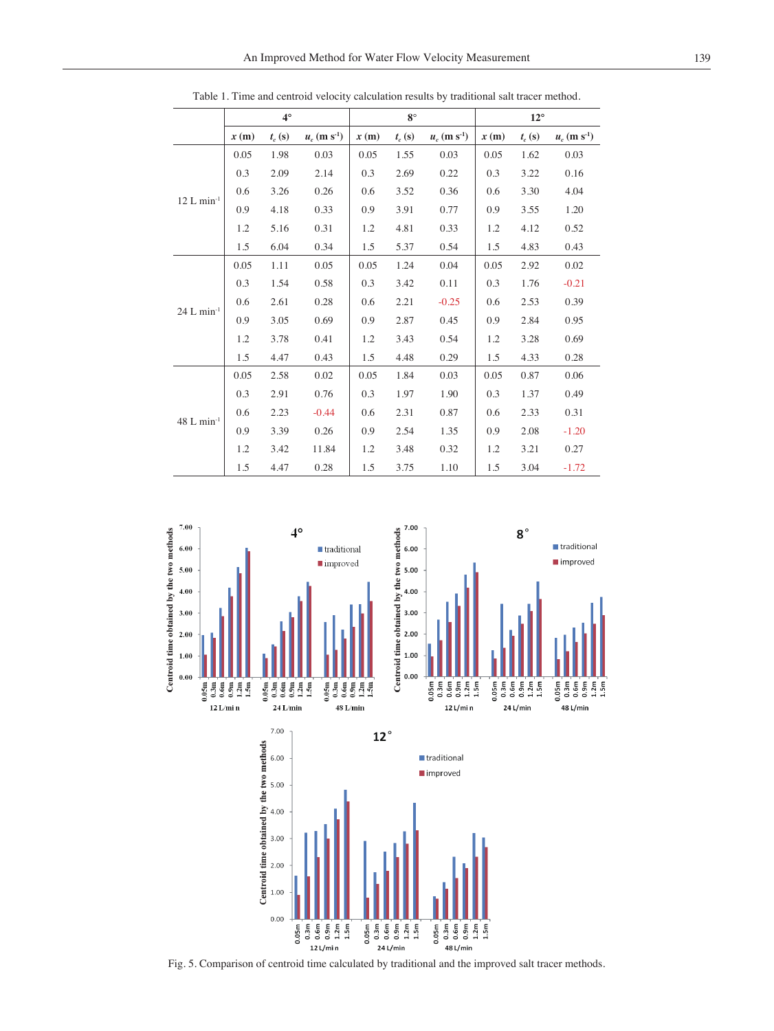Table 1. Time and centroid velocity calculation results by traditional salt tracer method.

| | 4° | | | 8° | | | 12° | | |
|---|---|---|---|---|---|---|---|---|---|
| | $x$ (m) | $t_c$ (s) | $u_c$ (m s$^{-1}$) | $x$ (m) | $t_c$ (s) | $u_c$ (m s$^{-1}$) | $x$ (m) | $t_c$ (s) | $u_c$ (m s$^{-1}$) |
| 12 L min$^{-1}$ | 0.05 | 1.98 | 0.03 | 0.05 | 1.55 | 0.03 | 0.05 | 1.62 | 0.03 |
| | 0.3 | 2.09 | 2.14 | 0.3 | 2.69 | 0.22 | 0.3 | 3.22 | 0.16 |
| | 0.6 | 3.26 | 0.26 | 0.6 | 3.52 | 0.36 | 0.6 | 3.30 | 4.04 |
| | 0.9 | 4.18 | 0.33 | 0.9 | 3.91 | 0.77 | 0.9 | 3.55 | 1.20 |
| | 1.2 | 5.16 | 0.31 | 1.2 | 4.81 | 0.33 | 1.2 | 4.12 | 0.52 |
| | 1.5 | 6.04 | 0.34 | 1.5 | 5.37 | 0.54 | 1.5 | 4.83 | 0.43 |
| 24 L min$^{-1}$ | 0.05 | 1.11 | 0.05 | 0.05 | 1.24 | 0.04 | 0.05 | 2.92 | 0.02 |
| | 0.3 | 1.54 | 0.58 | 0.3 | 3.42 | 0.11 | 0.3 | 1.76 | -0.21 |
| | 0.6 | 2.61 | 0.28 | 0.6 | 2.21 | -0.25 | 0.6 | 2.53 | 0.39 |
| | 0.9 | 3.05 | 0.69 | 0.9 | 2.87 | 0.45 | 0.9 | 2.84 | 0.95 |
| | 1.2 | 3.78 | 0.41 | 1.2 | 3.43 | 0.54 | 1.2 | 3.28 | 0.69 |
| | 1.5 | 4.47 | 0.43 | 1.5 | 4.48 | 0.29 | 1.5 | 4.33 | 0.28 |
| 48 L min$^{-1}$ | 0.05 | 2.58 | 0.02 | 0.05 | 1.84 | 0.03 | 0.05 | 0.87 | 0.06 |
| | 0.3 | 2.91 | 0.76 | 0.3 | 1.97 | 1.90 | 0.3 | 1.37 | 0.49 |
| | 0.6 | 2.23 | -0.44 | 0.6 | 2.31 | 0.87 | 0.6 | 2.33 | 0.31 |
| | 0.9 | 3.39 | 0.26 | 0.9 | 2.54 | 1.35 | 0.9 | 2.08 | -1.20 |
| | 1.2 | 3.42 | 11.84 | 1.2 | 3.48 | 0.32 | 1.2 | 3.21 | 0.27 |
| | 1.5 | 4.47 | 0.28 | 1.5 | 3.75 | 1.10 | 1.5 | 3.04 | -1.72 |

Fig. 5. Comparison of centroid time calculated by traditional and the improved salt tracer methods.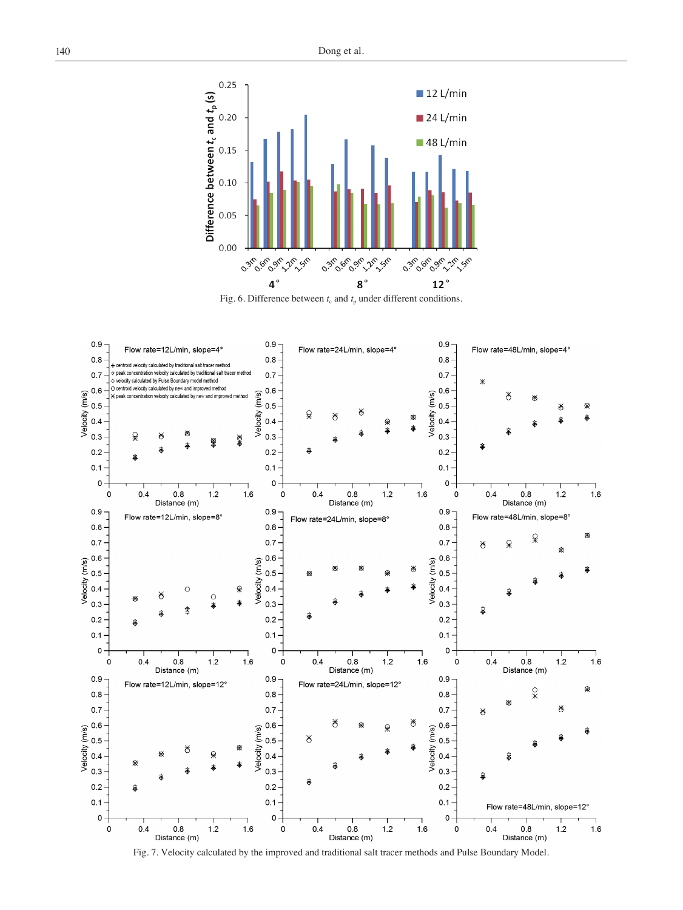Fig. 6. Difference between $t_c$ and $t_p$ under different conditions.

Fig. 7. Velocity calculated by the improved and traditional salt tracer methods and Pulse Boundary Model.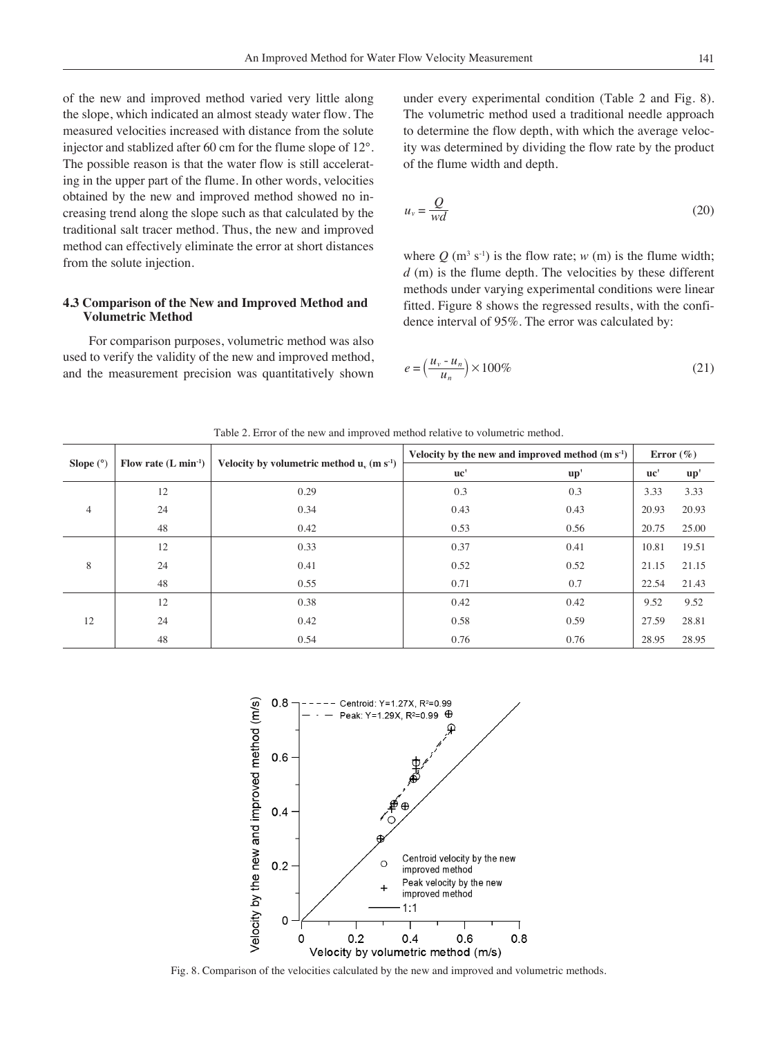of the new and improved method varied very little along the slope, which indicated an almost steady water flow. The measured velocities increased with distance from the solute injector and stablized after 60 cm for the flume slope of 12°. The possible reason is that the water flow is still accelerating in the upper part of the flume. In other words, velocities obtained by the new and improved method showed no increasing trend along the slope such as that calculated by the traditional salt tracer method. Thus, the new and improved method can effectively eliminate the error at short distances from the solute injection.

### 4.3 Comparison of the New and Improved Method and Volumetric Method

For comparison purposes, volumetric method was also used to verify the validity of the new and improved method, and the measurement precision was quantitatively shown under every experimental condition (Table 2 and Fig. 8). The volumetric method used a traditional needle approach to determine the flow depth, with which the average velocity was determined by dividing the flow rate by the product of the flume width and depth.

$$u_v = \frac{Q}{wd} \tag{20}$$

where $Q$ ($m^3$ $s^{-1}$) is the flow rate; $w$ (m) is the flume width; $d$ (m) is the flume depth. The velocities by these different methods under varying experimental conditions were linear fitted. Figure 8 shows the regressed results, with the confidence interval of 95%. The error was calculated by:

$$e = \left(\frac{u_v - u_n}{u_n}\right) \times 100\% \tag{21}$$

Table 2. Error of the new and improved method relative to volumetric method.

| Slope (°) | Flow rate (L min$^{-1}$) | Velocity by volumetric method $u_v$ (m s$^{-1}$) | Velocity by the new and improved method (m s$^{-1}$) | | Error (%) | |
|---|---|---|---|---|---|---|
| | | | uc' | up' | uc' | up' |
| 4 | 12 | 0.29 | 0.3 | 0.3 | 3.33 | 3.33 |
| | 24 | 0.34 | 0.43 | 0.43 | 20.93 | 20.93 |
| | 48 | 0.42 | 0.53 | 0.56 | 20.75 | 25.00 |
| 8 | 12 | 0.33 | 0.37 | 0.41 | 10.81 | 19.51 |
| | 24 | 0.41 | 0.52 | 0.52 | 21.15 | 21.15 |
| | 48 | 0.55 | 0.71 | 0.7 | 22.54 | 21.43 |
| 12 | 12 | 0.38 | 0.42 | 0.42 | 9.52 | 9.52 |
| | 24 | 0.42 | 0.58 | 0.59 | 27.59 | 28.81 |
| | 48 | 0.54 | 0.76 | 0.76 | 28.95 | 28.95 |

Fig. 8. Comparison of the velocities calculated by the new and improved and volumetric methods.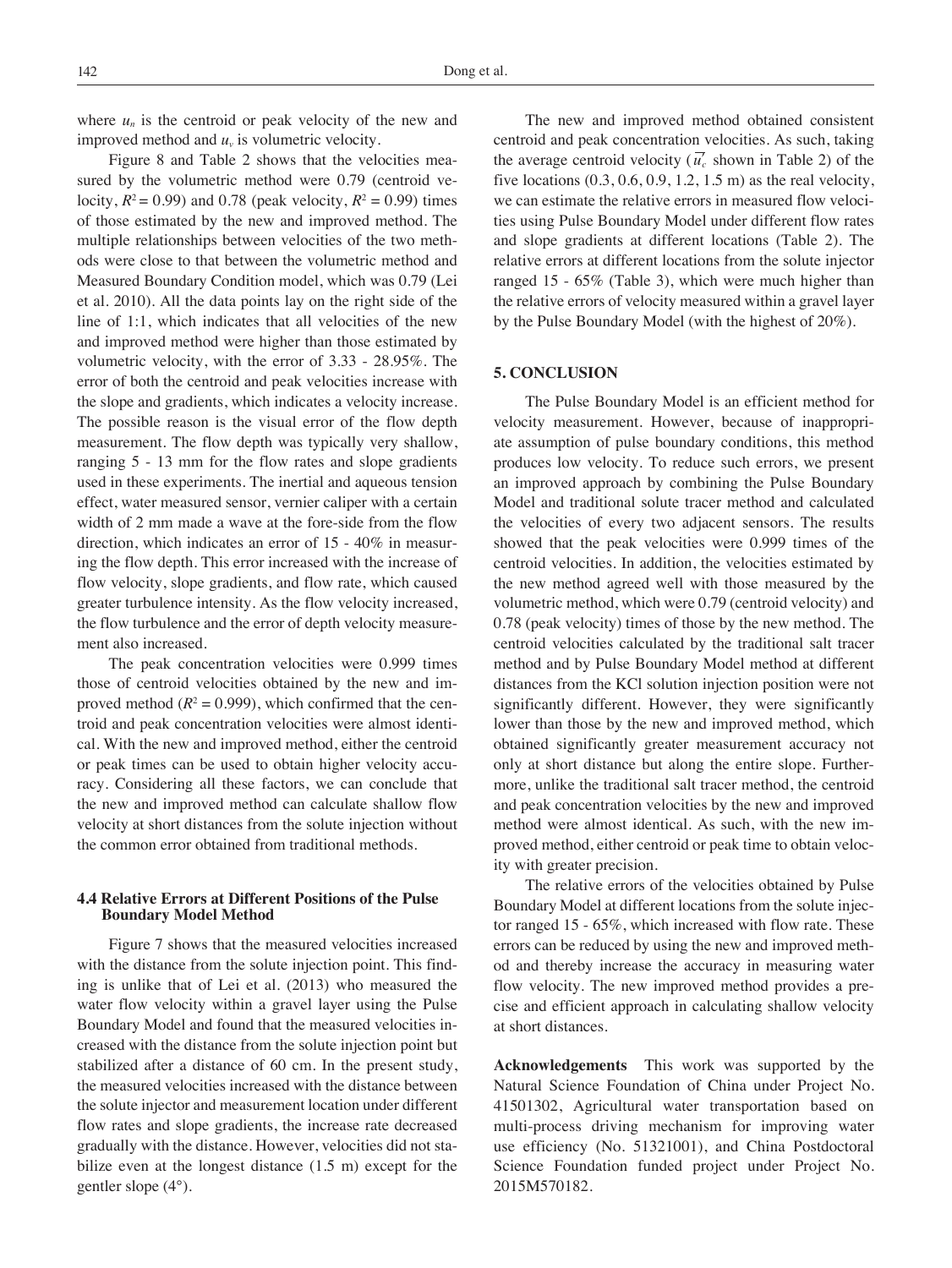where $u_n$ is the centroid or peak velocity of the new and improved method and $u_v$ is volumetric velocity.

Figure 8 and Table 2 shows that the velocities measured by the volumetric method were 0.79 (centroid velocity, $R^2 = 0.99$) and 0.78 (peak velocity, $R^2 = 0.99$) times of those estimated by the new and improved method. The multiple relationships between velocities of the two methods were close to that between the volumetric method and Measured Boundary Condition model, which was 0.79 (Lei et al. 2010). All the data points lay on the right side of the line of 1:1, which indicates that all velocities of the new and improved method were higher than those estimated by volumetric velocity, with the error of 3.33 - 28.95%. The error of both the centroid and peak velocities increase with the slope and gradients, which indicates a velocity increase. The possible reason is the visual error of the flow depth measurement. The flow depth was typically very shallow, ranging 5 - 13 mm for the flow rates and slope gradients used in these experiments. The inertial and aqueous tension effect, water measured sensor, vernier caliper with a certain width of 2 mm made a wave at the fore-side from the flow direction, which indicates an error of 15 - 40% in measuring the flow depth. This error increased with the increase of flow velocity, slope gradients, and flow rate, which caused greater turbulence intensity. As the flow velocity increased, the flow turbulence and the error of depth velocity measurement also increased.

The peak concentration velocities were 0.999 times those of centroid velocities obtained by the new and improved method ($R^2 = 0.999$), which confirmed that the centroid and peak concentration velocities were almost identical. With the new and improved method, either the centroid or peak times can be used to obtain higher velocity accuracy. Considering all these factors, we can conclude that the new and improved method can calculate shallow flow velocity at short distances from the solute injection without the common error obtained from traditional methods.

### 4.4 Relative Errors at Different Positions of the Pulse Boundary Model Method

Figure 7 shows that the measured velocities increased with the distance from the solute injection point. This finding is unlike that of Lei et al. (2013) who measured the water flow velocity within a gravel layer using the Pulse Boundary Model and found that the measured velocities increased with the distance from the solute injection point but stabilized after a distance of 60 cm. In the present study, the measured velocities increased with the distance between the solute injector and measurement location under different flow rates and slope gradients, the increase rate decreased gradually with the distance. However, velocities did not stabilize even at the longest distance (1.5 m) except for the gentler slope (4°).

The new and improved method obtained consistent centroid and peak concentration velocities. As such, taking the average centroid velocity ($\overline{u_c'}$ shown in Table 2) of the five locations (0.3, 0.6, 0.9, 1.2, 1.5 m) as the real velocity, we can estimate the relative errors in measured flow velocities using Pulse Boundary Model under different flow rates and slope gradients at different locations (Table 2). The relative errors at different locations from the solute injector ranged 15 - 65% (Table 3), which were much higher than the relative errors of velocity measured within a gravel layer by the Pulse Boundary Model (with the highest of 20%).

## 5. CONCLUSION

The Pulse Boundary Model is an efficient method for velocity measurement. However, because of inappropriate assumption of pulse boundary conditions, this method produces low velocity. To reduce such errors, we present an improved approach by combining the Pulse Boundary Model and traditional solute tracer method and calculated the velocities of every two adjacent sensors. The results showed that the peak velocities were 0.999 times of the centroid velocities. In addition, the velocities estimated by the new method agreed well with those measured by the volumetric method, which were 0.79 (centroid velocity) and 0.78 (peak velocity) times of those by the new method. The centroid velocities calculated by the traditional salt tracer method and by Pulse Boundary Model method at different distances from the KCl solution injection position were not significantly different. However, they were significantly lower than those by the new and improved method, which obtained significantly greater measurement accuracy not only at short distance but along the entire slope. Furthermore, unlike the traditional salt tracer method, the centroid and peak concentration velocities by the new and improved method were almost identical. As such, with the new improved method, either centroid or peak time to obtain velocity with greater precision.

The relative errors of the velocities obtained by Pulse Boundary Model at different locations from the solute injector ranged 15 - 65%, which increased with flow rate. These errors can be reduced by using the new and improved method and thereby increase the accuracy in measuring water flow velocity. The new improved method provides a precise and efficient approach in calculating shallow velocity at short distances.

**Acknowledgements** This work was supported by the Natural Science Foundation of China under Project No. 41501302, Agricultural water transportation based on multi-process driving mechanism for improving water use efficiency (No. 51321001), and China Postdoctoral Science Foundation funded project under Project No. 2015M570182.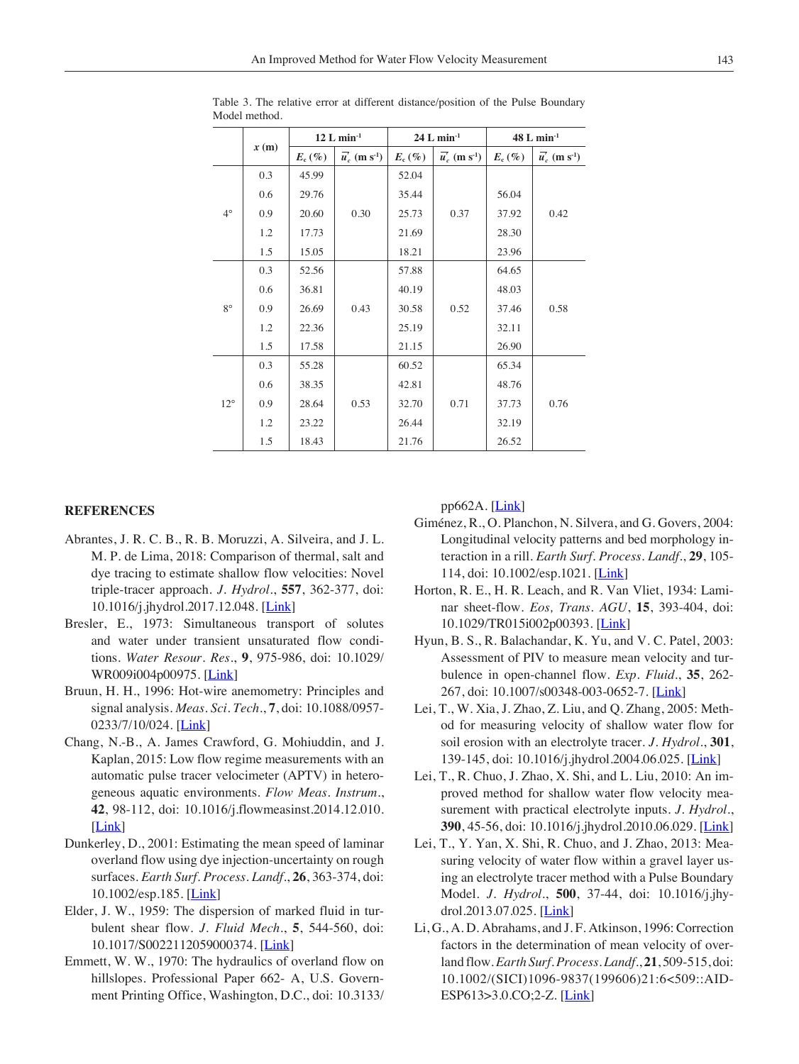Table 3. The relative error at different distance/position of the Pulse Boundary Model method.

| | $x$ (m) | 12 L min$^{-1}$ | | 24 L min$^{-1}$ | | 48 L min$^{-1}$ | |
|---|---|---|---|---|---|---|---|
| | | $E_c$ (%) | $\overline{u_c'}$ (m s$^{-1}$) | $E_c$ (%) | $\overline{u_c'}$ (m s$^{-1}$) | $E_c$ (%) | $\overline{u_c'}$ (m s$^{-1}$) |
| 4° | 0.3 | 45.99 | 0.30 | 52.04 | 0.37 | | 0.42 |
| | 0.6 | 29.76 | | 35.44 | | 56.04 | |
| | 0.9 | 20.60 | | 25.73 | | 37.92 | |
| | 1.2 | 17.73 | | 21.69 | | 28.30 | |
| | 1.5 | 15.05 | | 18.21 | | 23.96 | |
| 8° | 0.3 | 52.56 | 0.43 | 57.88 | 0.52 | 64.65 | 0.58 |
| | 0.6 | 36.81 | | 40.19 | | 48.03 | |
| | 0.9 | 26.69 | | 30.58 | | 37.46 | |
| | 1.2 | 22.36 | | 25.19 | | 32.11 | |
| | 1.5 | 17.58 | | 21.15 | | 26.90 | |
| 12° | 0.3 | 55.28 | 0.53 | 60.52 | 0.71 | 65.34 | 0.76 |
| | 0.6 | 38.35 | | 42.81 | | 48.76 | |
| | 0.9 | 28.64 | | 32.70 | | 37.73 | |
| | 1.2 | 23.22 | | 26.44 | | 32.19 | |
| | 1.5 | 18.43 | | 21.76 | | 26.52 | |

## REFERENCES

Abrantes, J. R. C. B., R. B. Moruzzi, A. Silveira, and J. L. M. P. de Lima, 2018: Comparison of thermal, salt and dye tracing to estimate shallow flow velocities: Novel triple-tracer approach. *J. Hydrol.*, **557**, 362-377, doi: 10.1016/j.jhydrol.2017.12.048. [Link]

Bresler, E., 1973: Simultaneous transport of solutes and water under transient unsaturated flow conditions. *Water Resour. Res.*, **9**, 975-986, doi: 10.1029/WR009i004p00975. [Link]

Bruun, H. H., 1996: Hot-wire anemometry: Principles and signal analysis. *Meas. Sci. Tech.*, **7**, doi: 10.1088/0957-0233/7/10/024. [Link]

Chang, N.-B., A. James Crawford, G. Mohiuddin, and J. Kaplan, 2015: Low flow regime measurements with an automatic pulse tracer velocimeter (APTV) in heterogeneous aquatic environments. *Flow Meas. Instrum.*, **42**, 98-112, doi: 10.1016/j.flowmeasinst.2014.12.010. [Link]

Dunkerley, D., 2001: Estimating the mean speed of laminar overland flow using dye injection-uncertainty on rough surfaces. *Earth Surf. Process. Landf.*, **26**, 363-374, doi: 10.1002/esp.185. [Link]

Elder, J. W., 1959: The dispersion of marked fluid in turbulent shear flow. *J. Fluid Mech.*, **5**, 544-560, doi: 10.1017/S0022112059000374. [Link]

Emmett, W. W., 1970: The hydraulics of overland flow on hillslopes. Professional Paper 662- A, U.S. Government Printing Office, Washington, D.C., doi: 10.3133/pp662A. [Link]

Giménez, R., O. Planchon, N. Silvera, and G. Govers, 2004: Longitudinal velocity patterns and bed morphology interaction in a rill. *Earth Surf. Process. Landf.*, **29**, 105-114, doi: 10.1002/esp.1021. [Link]

Horton, R. E., H. R. Leach, and R. Van Vliet, 1934: Laminar sheet-flow. *Eos, Trans. AGU*, **15**, 393-404, doi: 10.1029/TR015i002p00393. [Link]

Hyun, B. S., R. Balachandar, K. Yu, and V. C. Patel, 2003: Assessment of PIV to measure mean velocity and turbulence in open-channel flow. *Exp. Fluid.*, **35**, 262-267, doi: 10.1007/s00348-003-0652-7. [Link]

Lei, T., W. Xia, J. Zhao, Z. Liu, and Q. Zhang, 2005: Method for measuring velocity of shallow water flow for soil erosion with an electrolyte tracer. *J. Hydrol.*, **301**, 139-145, doi: 10.1016/j.jhydrol.2004.06.025. [Link]

Lei, T., R. Chuo, J. Zhao, X. Shi, and L. Liu, 2010: An improved method for shallow water flow velocity measurement with practical electrolyte inputs. *J. Hydrol.*, **390**, 45-56, doi: 10.1016/j.jhydrol.2010.06.029. [Link]

Lei, T., Y. Yan, X. Shi, R. Chuo, and J. Zhao, 2013: Measuring velocity of water flow within a gravel layer using an electrolyte tracer method with a Pulse Boundary Model. *J. Hydrol.*, **500**, 37-44, doi: 10.1016/j.jhydrol.2013.07.025. [Link]

Li, G., A. D. Abrahams, and J. F. Atkinson, 1996: Correction factors in the determination of mean velocity of overland flow. *Earth Surf. Process. Landf.*, **21**, 509-515, doi: 10.1002/(SICI)1096-9837(199606)21:6<509::AID-ESP613>3.0.CO;2-Z. [Link]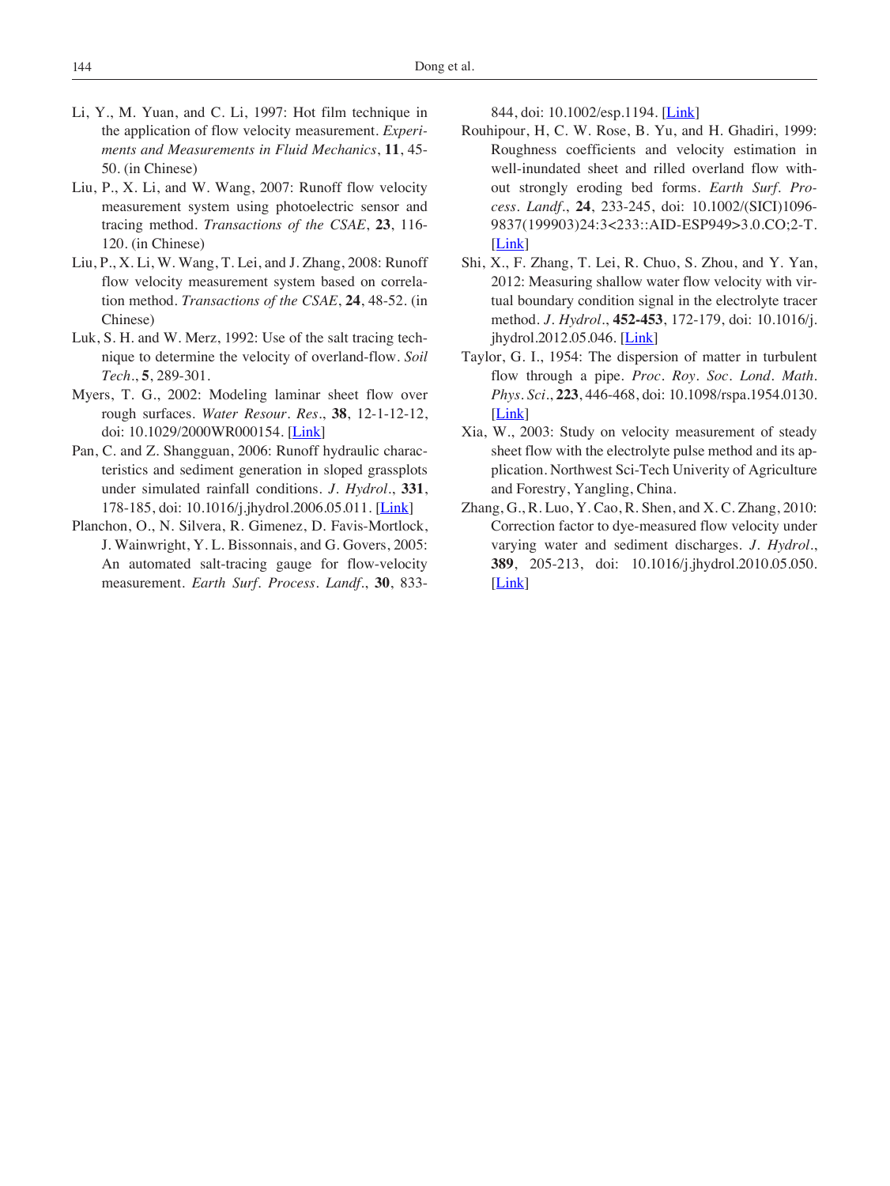Li, Y., M. Yuan, and C. Li, 1997: Hot film technique in the application of flow velocity measurement. *Experiments and Measurements in Fluid Mechanics*, **11**, 45-50. (in Chinese)

Liu, P., X. Li, and W. Wang, 2007: Runoff flow velocity measurement system using photoelectric sensor and tracing method. *Transactions of the CSAE*, **23**, 116-120. (in Chinese)

Liu, P., X. Li, W. Wang, T. Lei, and J. Zhang, 2008: Runoff flow velocity measurement system based on correlation method. *Transactions of the CSAE*, **24**, 48-52. (in Chinese)

Luk, S. H. and W. Merz, 1992: Use of the salt tracing technique to determine the velocity of overland-flow. *Soil Tech.*, **5**, 289-301.

Myers, T. G., 2002: Modeling laminar sheet flow over rough surfaces. *Water Resour. Res.*, **38**, 12-1-12-12, doi: 10.1029/2000WR000154. [Link]

Pan, C. and Z. Shangguan, 2006: Runoff hydraulic characteristics and sediment generation in sloped grassplots under simulated rainfall conditions. *J. Hydrol.*, **331**, 178-185, doi: 10.1016/j.jhydrol.2006.05.011. [Link]

Planchon, O., N. Silvera, R. Gimenez, D. Favis-Mortlock, J. Wainwright, Y. L. Bissonnais, and G. Govers, 2005: An automated salt-tracing gauge for flow-velocity measurement. *Earth Surf. Process. Landf.*, **30**, 833-844, doi: 10.1002/esp.1194. [Link]

Rouhipour, H, C. W. Rose, B. Yu, and H. Ghadiri, 1999: Roughness coefficients and velocity estimation in well-inundated sheet and rilled overland flow without strongly eroding bed forms. *Earth Surf. Process. Landf.*, **24**, 233-245, doi: 10.1002/(SICI)1096-9837(199903)24:3<233::AID-ESP949>3.0.CO;2-T. [Link]

Shi, X., F. Zhang, T. Lei, R. Chuo, S. Zhou, and Y. Yan, 2012: Measuring shallow water flow velocity with virtual boundary condition signal in the electrolyte tracer method. *J. Hydrol.*, **452-453**, 172-179, doi: 10.1016/j.jhydrol.2012.05.046. [Link]

Taylor, G. I., 1954: The dispersion of matter in turbulent flow through a pipe. *Proc. Roy. Soc. Lond. Math. Phys. Sci.*, **223**, 446-468, doi: 10.1098/rspa.1954.0130. [Link]

Xia, W., 2003: Study on velocity measurement of steady sheet flow with the electrolyte pulse method and its application. Northwest Sci-Tech Univerity of Agriculture and Forestry, Yangling, China.

Zhang, G., R. Luo, Y. Cao, R. Shen, and X. C. Zhang, 2010: Correction factor to dye-measured flow velocity under varying water and sediment discharges. *J. Hydrol.*, **389**, 205-213, doi: 10.1016/j.jhydrol.2010.05.050. [Link]